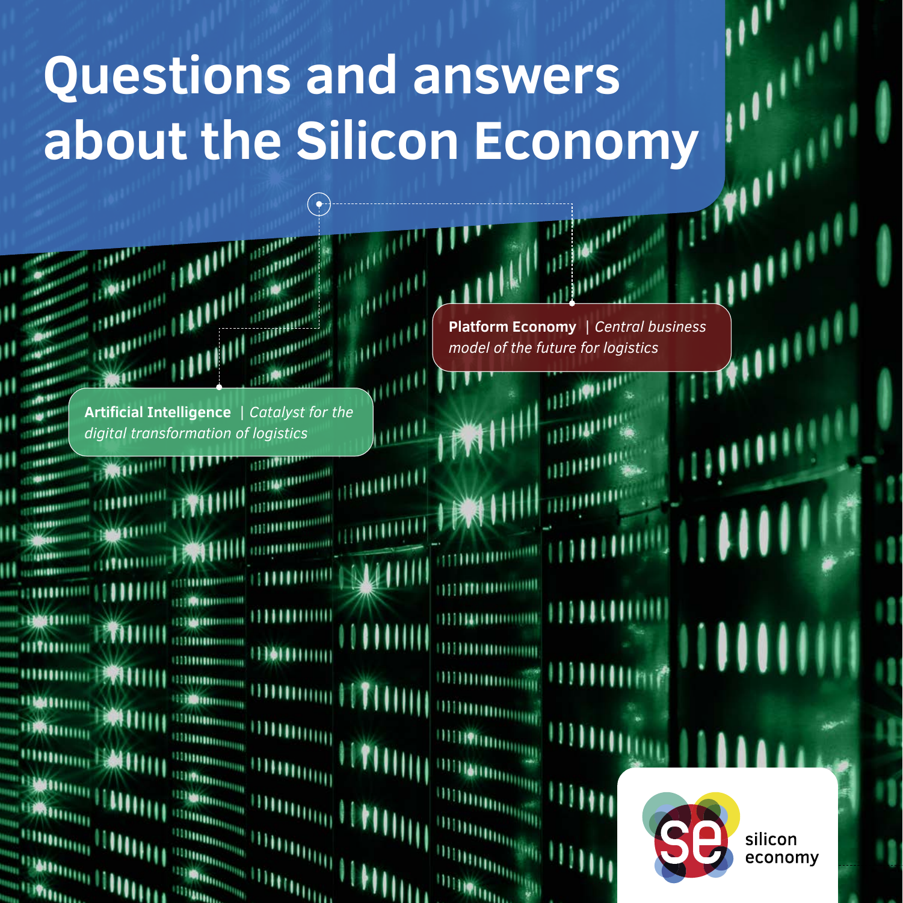# Questions and answers about the Silicon Economy

**Platform Economy** | *Central business model of the future for logistics*

**Artificial Intelligence** | *Catalyst for the digital transformation of logistics*

silicon economy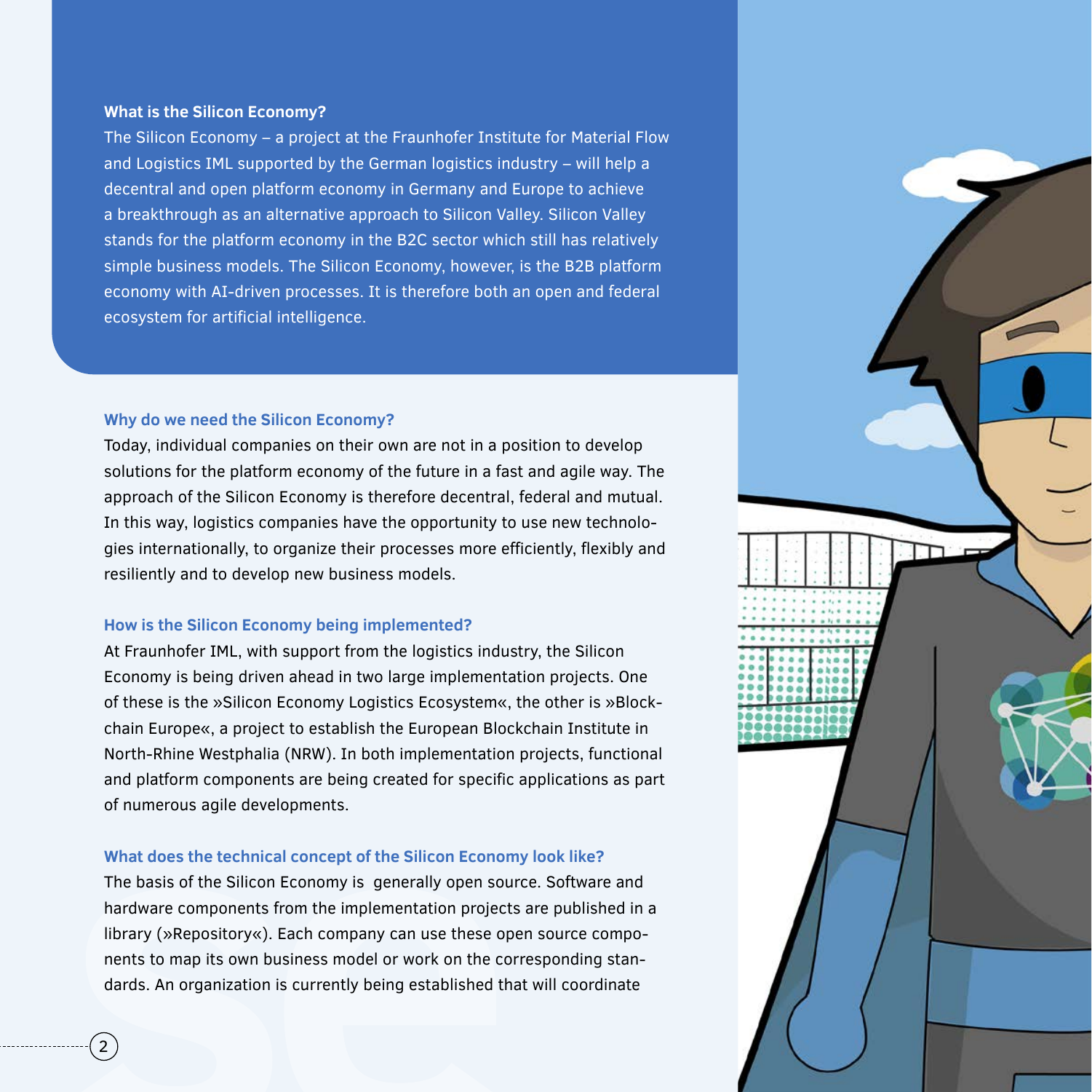### What is the Silicon Economy?

The Silicon Economy – a project at the Fraunhofer Institute for Material Flow and Logistics IML supported by the German logistics industry – will help a decentral and open platform economy in Germany and Europe to achieve a breakthrough as an alternative approach to Silicon Valley. Silicon Valley stands for the platform economy in the B2C sector which still has relatively simple business models. The Silicon Economy, however, is the B2B platform economy with AI-driven processes. It is therefore both an open and federal ecosystem for artificial intelligence.

### Why do we need the Silicon Economy?

Today, individual companies on their own are not in a position to develop solutions for the platform economy of the future in a fast and agile way. The approach of the Silicon Economy is therefore decentral, federal and mutual. In this way, logistics companies have the opportunity to use new technologies internationally, to organize their processes more efficiently, flexibly and resiliently and to develop new business models.

### How is the Silicon Economy being implemented?

At Fraunhofer IML, with support from the logistics industry, the Silicon Economy is being driven ahead in two large implementation projects. One of these is the »Silicon Economy Logistics Ecosystem«, the other is »Blockchain Europe«, a project to establish the European Blockchain Institute in North-Rhine Westphalia (NRW). In both implementation projects, functional and platform components are being created for specific applications as part of numerous agile developments.

### What does the technical concept of the Silicon Economy look like?

The basis of the Silicon Economy is generally open source. Software and hardware components from the implementation projects are published in a library (»Repository«). Each company can use these open source components to map its own business model or work on the corresponding standards. An organization is currently being established that will coordinate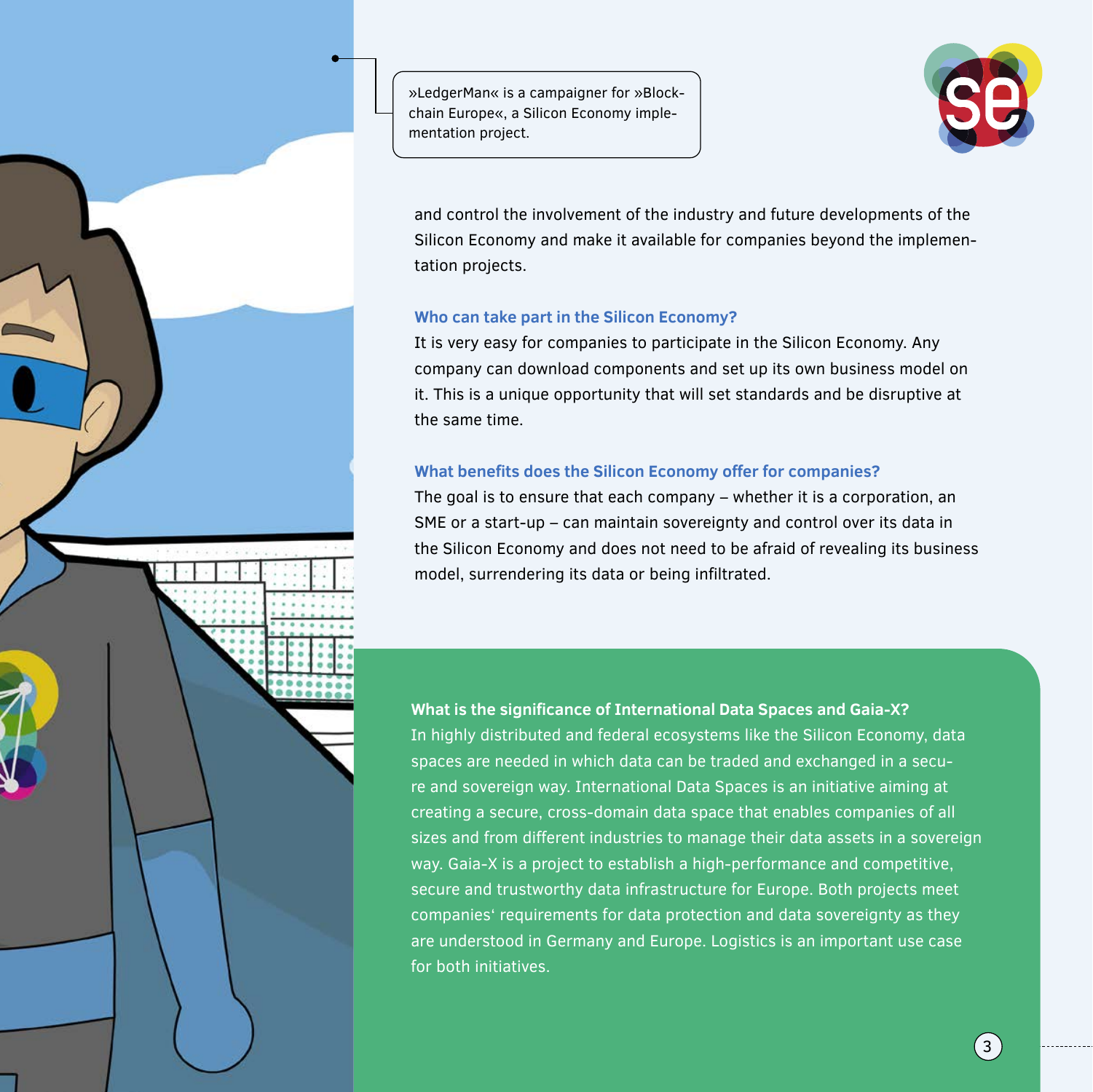»LedgerMan« is a campaigner for »Blockchain Europe«, a Silicon Economy implementation project.

and control the involvement of the industry and future developments of the Silicon Economy and make it available for companies beyond the implementation projects.

### Who can take part in the Silicon Economy?

It is very easy for companies to participate in the Silicon Economy. Any company can download components and set up its own business model on it. This is a unique opportunity that will set standards and be disruptive at the same time.

### What benefits does the Silicon Economy offer for companies?

The goal is to ensure that each company – whether it is a corporation, an SME or a start-up – can maintain sovereignty and control over its data in the Silicon Economy and does not need to be afraid of revealing its business model, surrendering its data or being infiltrated.

### What is the significance of International Data Spaces and Gaia-X?

In highly distributed and federal ecosystems like the Silicon Economy, data spaces are needed in which data can be traded and exchanged in a secure and sovereign way. International Data Spaces is an initiative aiming at creating a secure, cross-domain data space that enables companies of all sizes and from different industries to manage their data assets in a sovereign way. Gaia-X is a project to establish a high-performance and competitive, secure and trustworthy data infrastructure for Europe. Both projects meet companies' requirements for data protection and data sovereignty as they are understood in Germany and Europe. Logistics is an important use case for both initiatives.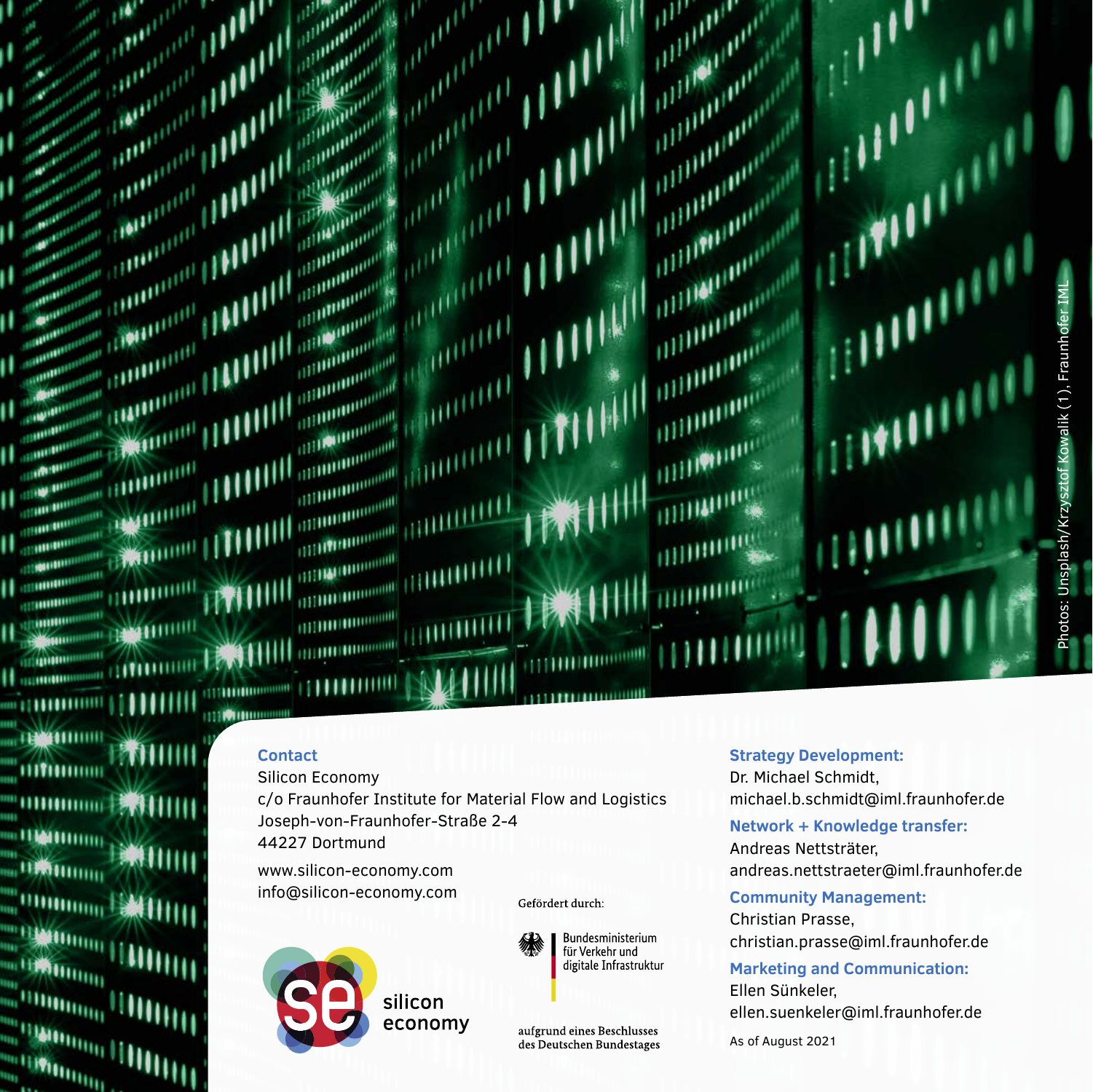## Contact

Silicon Economy
c/o Fraunhofer Institute for Material Flow and Logistics
Joseph-von-Fraunhofer-Straße 2-4
44227 Dortmund

www.silicon-economy.com
info@silicon-economy.com

silicon economy

Gefördert durch:

Bundesministerium für Verkehr und digitale Infrastruktur

aufgrund eines Beschlusses des Deutschen Bundestages

**Strategy Development:**
Dr. Michael Schmidt,
michael.b.schmidt@iml.fraunhofer.de

**Network + Knowledge transfer:**
Andreas Nettsträter,
andreas.nettstraeter@iml.fraunhofer.de

**Community Management:**
Christian Prasse,
christian.prasse@iml.fraunhofer.de

**Marketing and Communication:**
Ellen Sünkeler,
ellen.suenkeler@iml.fraunhofer.de

As of August 2021

Photos: Unsplash/Krzysztof Kowalik (1), Fraunhofer IML